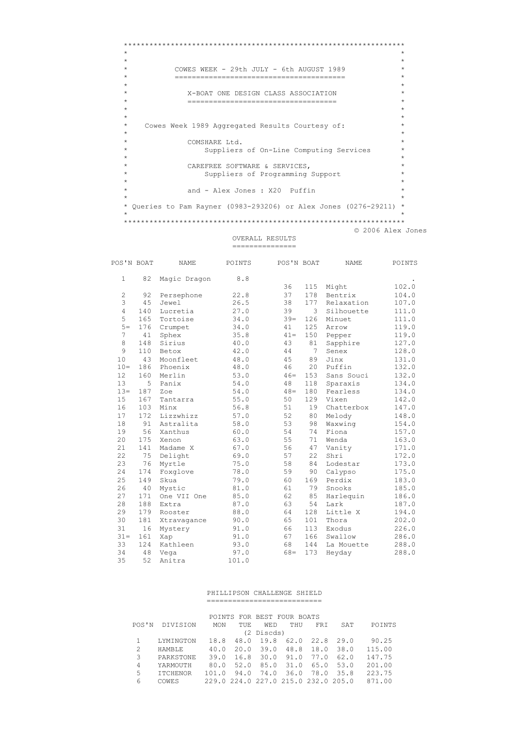# COWES WEEK - 29th JULY - 6th AUGUST 1989

## X-BOAT ONE DESIGN CLASS ASSOCIATION

Cowes Week 1989 Aggregated Results Courtesy of:

COMSHARE Ltd.
Suppliers of On-Line Computing Services

CAREFREE SOFTWARE & SERVICES,
Suppliers of Programming Support

and - Alex Jones : X20 Puffin

Queries to Pam Rayner (0983-293206) or Alex Jones (0276-29211)

© 2006 Alex Jones

## OVERALL RESULTS

| POS'N | BOAT | NAME | POINTS |
|---|---|---|---|
| 1 | 82 | Magic Dragon | 8.8 |
| 2 | 92 | Persephone | 22.8 |
| 3 | 45 | Jewel | 26.5 |
| 4 | 140 | Lucretia | 27.0 |
| 5 | 165 | Tortoise | 34.0 |
| 5= | 176 | Crumpet | 34.0 |
| 7 | 41 | Sphex | 35.8 |
| 8 | 148 | Sirius | 40.0 |
| 9 | 110 | Betox | 42.0 |
| 10 | 43 | Moonfleet | 48.0 |
| 10= | 186 | Phoenix | 48.0 |
| 12 | 160 | Merlin | 53.0 |
| 13 | 5 | Panix | 54.0 |
| 13= | 187 | Zoe | 54.0 |
| 15 | 167 | Tantarra | 55.0 |
| 16 | 103 | Minx | 56.8 |
| 17 | 172 | Lizzwhizz | 57.0 |
| 18 | 91 | Astralita | 58.0 |
| 19 | 56 | Xanthus | 60.0 |
| 20 | 175 | Xenon | 63.0 |
| 21 | 141 | Madame X | 67.0 |
| 22 | 75 | Delight | 69.0 |
| 23 | 76 | Myrtle | 75.0 |
| 24 | 174 | Foxglove | 78.0 |
| 25 | 149 | Skua | 79.0 |
| 26 | 40 | Mystic | 81.0 |
| 27 | 171 | One VII One | 85.0 |
| 28 | 188 | Extra | 87.0 |
| 29 | 179 | Rooster | 88.0 |
| 30 | 181 | Xtravagance | 90.0 |
| 31 | 16 | Mystery | 91.0 |
| 31= | 161 | Xap | 91.0 |
| 33 | 124 | Kathleen | 93.0 |
| 34 | 48 | Vega | 97.0 |
| 35 | 52 | Anitra | 101.0 |
| 36 | 115 | Might | 102.0 |
| 37 | 178 | Bentrix | 104.0 |
| 38 | 177 | Relaxation | 107.0 |
| 39 | 3 | Silhouette | 111.0 |
| 39= | 126 | Minuet | 111.0 |
| 41 | 125 | Arrow | 119.0 |
| 41= | 150 | Pepper | 119.0 |
| 43 | 81 | Sapphire | 127.0 |
| 44 | 7 | Senex | 128.0 |
| 45 | 89 | Jinx | 131.0 |
| 46 | 20 | Puffin | 132.0 |
| 46= | 153 | Sans Souci | 132.0 |
| 48 | 118 | Sparaxis | 134.0 |
| 48= | 180 | Fearless | 134.0 |
| 50 | 129 | Vixen | 142.0 |
| 51 | 19 | Chatterbox | 147.0 |
| 52 | 80 | Melody | 148.0 |
| 53 | 98 | Waxwing | 154.0 |
| 54 | 74 | Fiona | 157.0 |
| 55 | 71 | Wenda | 163.0 |
| 56 | 47 | Vanity | 171.0 |
| 57 | 22 | Shri | 172.0 |
| 58 | 84 | Lodestar | 173.0 |
| 59 | 90 | Calypso | 175.0 |
| 60 | 169 | Perdix | 183.0 |
| 61 | 79 | Snooks | 185.0 |
| 62 | 85 | Harlequin | 186.0 |
| 63 | 54 | Lark | 187.0 |
| 64 | 128 | Little X | 194.0 |
| 65 | 101 | Thora | 202.0 |
| 66 | 113 | Exodus | 226.0 |
| 67 | 166 | Swallow | 286.0 |
| 68 | 144 | La Mouette | 288.0 |
| 68= | 173 | Heyday | 288.0 |

## PHILLIPSON CHALLENGE SHIELD

POINTS FOR BEST FOUR BOATS

| POS'N | DIVISION | MON | TUE | WED | THU | FRI | SAT | POINTS (2 Discds) |
|---|---|---|---|---|---|---|---|---|
| 1 | LYMINGTON | 18.8 | 48.0 | 19.8 | 62.0 | 22.8 | 29.0 | 90.25 |
| 2 | HAMBLE | 40.0 | 20.0 | 39.0 | 48.8 | 18.0 | 38.0 | 115.00 |
| 3 | PARKSTONE | 39.0 | 16.8 | 30.0 | 91.0 | 77.0 | 62.0 | 147.75 |
| 4 | YARMOUTH | 80.0 | 52.0 | 85.0 | 31.0 | 65.0 | 53.0 | 201.00 |
| 5 | ITCHENOR | 101.0 | 94.0 | 74.0 | 36.0 | 78.0 | 35.8 | 223.75 |
| 6 | COWES | 229.0 | 224.0 | 227.0 | 215.0 | 232.0 | 205.0 | 871.00 |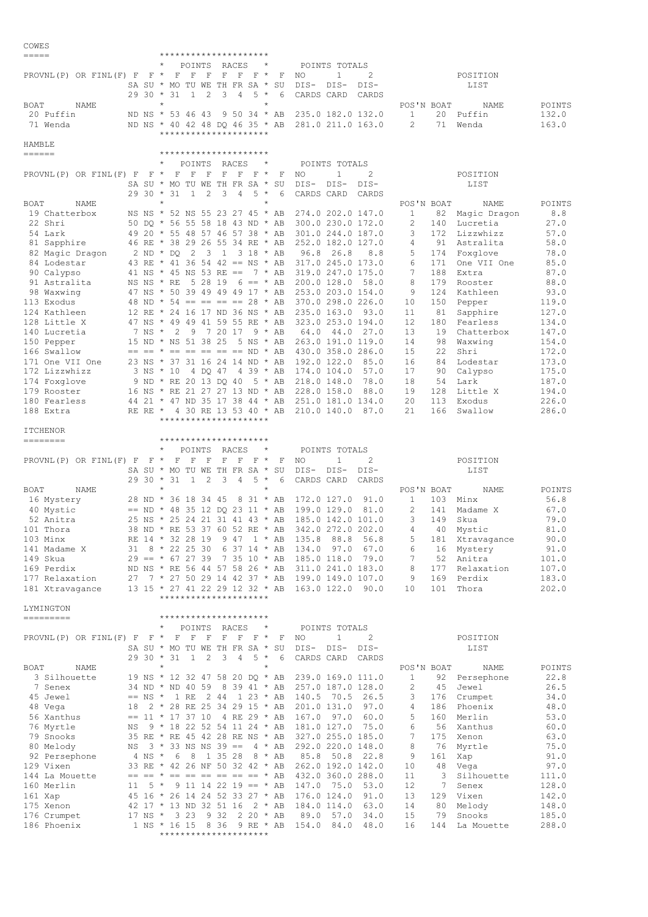## COWES

| BOAT | NAME | SA 29 (F) | SU 30 (F) | MO 31 (F) | TU 1 (F) | WE 2 (F) | TH 3 (F) | FR 4 (F) | SA 5 (F) | SU 6 (F) | NO DIS-CARDS | 1 DIS-CARD | 2 DIS-CARDS | POS'N | BOAT | NAME | POINTS |
|---|---|---|---|---|---|---|---|---|---|---|---|---|---|---|---|---|---|
| 20 | Puffin | ND | NS | 53 | 46 | 43 | 9 | 50 | 34 | AB | 235.0 | 182.0 | 132.0 | 1 | 20 | Puffin | 132.0 |
| 71 | Wenda | ND | NS | 40 | 42 | 48 | DQ | 46 | 35 | AB | 281.0 | 211.0 | 163.0 | 2 | 71 | Wenda | 163.0 |

## HAMBLE

| BOAT | NAME | SA 29 (F) | SU 30 (F) | MO 31 (F) | TU 1 (F) | WE 2 (F) | TH 3 (F) | FR 4 (F) | SA 5 (F) | SU 6 (F) | NO DIS-CARDS | 1 DIS-CARD | 2 DIS-CARDS | POS'N | BOAT | NAME | POINTS |
|---|---|---|---|---|---|---|---|---|---|---|---|---|---|---|---|---|---|
| 19 | Chatterbox | NS | NS | 52 | NS | 55 | 23 | 27 | 45 | AB | 274.0 | 202.0 | 147.0 | 1 | 82 | Magic Dragon | 8.8 |
| 22 | Shri | 50 | DQ | 56 | 55 | 58 | 18 | 43 | ND | AB | 300.0 | 230.0 | 172.0 | 2 | 140 | Lucretia | 27.0 |
| 54 | Lark | 49 | 20 | 55 | 48 | 57 | 46 | 57 | 38 | AB | 301.0 | 244.0 | 187.0 | 3 | 172 | Lizzwhizz | 57.0 |
| 81 | Sapphire | 46 | RE | 38 | 29 | 26 | 55 | 34 | RE | AB | 252.0 | 182.0 | 127.0 | 4 | 91 | Astralita | 58.0 |
| 82 | Magic Dragon | 2 | ND | DQ | 2 | 3 | 1 | 3 | 18 | AB | 96.8 | 26.8 | 8.8 | 5 | 174 | Foxglove | 78.0 |
| 84 | Lodestar | 43 | RE | 41 | 36 | 54 | 42 | == | NS | AB | 317.0 | 245.0 | 173.0 | 6 | 171 | One VII One | 85.0 |
| 90 | Calypso | 41 | NS | 45 | NS | 53 | RE | == | 7 | AB | 319.0 | 247.0 | 175.0 | 7 | 188 | Extra | 87.0 |
| 91 | Astralita | NS | NS | RE | 5 | 28 | 19 | 6 | == | AB | 200.0 | 128.0 | 58.0 | 8 | 179 | Rooster | 88.0 |
| 98 | Waxwing | 47 | NS | 50 | 39 | 49 | 49 | 17 | | AB | 253.0 | 203.0 | 154.0 | 9 | 124 | Kathleen | 93.0 |
| 113 | Exodus | 48 | ND | 54 | == | == | == | == | 28 | AB | 370.0 | 298.0 | 226.0 | 10 | 150 | Pepper | 119.0 |
| 124 | Kathleen | 12 | RE | 24 | 16 | 17 | ND | 36 | NS | AB | 235.0 | 163.0 | 93.0 | 11 | 81 | Sapphire | 127.0 |
| 128 | Little X | 47 | NS | 49 | 49 | 41 | 59 | 55 | RE | AB | 323.0 | 253.0 | 194.0 | 12 | 180 | Fearless | 134.0 |
| 140 | Lucretia | 7 | NS | 2 | 9 | 7 | 20 | 17 | 9 | AB | 64.0 | 44.0 | 27.0 | 13 | 19 | Chatterbox | 147.0 |
| 150 | Pepper | 15 | ND | NS | 51 | 38 | 25 | 5 | NS | AB | 263.0 | 191.0 | 119.0 | 14 | 98 | Waxwing | 154.0 |
| 166 | Swallow | == | == | == | == | == | == | == | ND | AB | 430.0 | 358.0 | 286.0 | 15 | 22 | Shri | 172.0 |
| 171 | One VII One | 23 | NS | 37 | 31 | 16 | 24 | 14 | ND | AB | 192.0 | 122.0 | 85.0 | 16 | 84 | Lodestar | 173.0 |
| 172 | Lizzwhizz | 3 | NS | 10 | 4 | DQ | 47 | 4 | 39 | AB | 174.0 | 104.0 | 57.0 | 17 | 90 | Calypso | 175.0 |
| 174 | Foxglove | 9 | ND | RE | 20 | 13 | DQ | 40 | 5 | AB | 218.0 | 148.0 | 78.0 | 18 | 54 | Lark | 187.0 |
| 179 | Rooster | 16 | NS | RE | 21 | 27 | 27 | 13 | ND | AB | 228.0 | 158.0 | 88.0 | 19 | 128 | Little X | 194.0 |
| 180 | Fearless | 44 | 21 | 47 | ND | 35 | 17 | 38 | 44 | AB | 251.0 | 181.0 | 134.0 | 20 | 113 | Exodus | 226.0 |
| 188 | Extra | RE | RE | 4 | 30 | RE | 13 | 53 | 40 | AB | 210.0 | 140.0 | 87.0 | 21 | 166 | Swallow | 286.0 |

## ITCHENOR

| BOAT | NAME | SA 29 (F) | SU 30 (F) | MO 31 (F) | TU 1 (F) | WE 2 (F) | TH 3 (F) | FR 4 (F) | SA 5 (F) | SU 6 (F) | NO DIS-CARDS | 1 DIS-CARD | 2 DIS-CARDS | POS'N | BOAT | NAME | POINTS |
|---|---|---|---|---|---|---|---|---|---|---|---|---|---|---|---|---|---|
| 16 | Mystery | 28 | ND | 36 | 18 | 34 | 45 | 8 | 31 | AB | 172.0 | 127.0 | 91.0 | 1 | 103 | Minx | 56.8 |
| 40 | Mystic | == | ND | 48 | 35 | 12 | DQ | 23 | 11 | AB | 199.0 | 129.0 | 81.0 | 2 | 141 | Madame X | 67.0 |
| 52 | Anitra | 25 | NS | 25 | 24 | 21 | 31 | 41 | 43 | AB | 185.0 | 142.0 | 101.0 | 3 | 149 | Skua | 79.0 |
| 101 | Thora | 38 | ND | RE | 53 | 37 | 60 | 52 | RE | AB | 342.0 | 272.0 | 202.0 | 4 | 40 | Mystic | 81.0 |
| 103 | Minx | RE | 14 | 32 | 28 | 19 | 9 | 47 | 1 | AB | 135.8 | 88.8 | 56.8 | 5 | 181 | Xtravagance | 90.0 |
| 141 | Madame X | 31 | 8 | 22 | 25 | 30 | 6 | 37 | 14 | AB | 134.0 | 97.0 | 67.0 | 6 | 16 | Mystery | 91.0 |
| 149 | Skua | 29 | == | 67 | 27 | 39 | 7 | 35 | 10 | AB | 185.0 | 118.0 | 79.0 | 7 | 52 | Anitra | 101.0 |
| 169 | Perdix | ND | NS | RE | 56 | 44 | 57 | 58 | 26 | AB | 311.0 | 241.0 | 183.0 | 8 | 177 | Relaxation | 107.0 |
| 177 | Relaxation | 27 | 7 | 27 | 50 | 29 | 14 | 42 | 37 | AB | 199.0 | 149.0 | 107.0 | 9 | 169 | Perdix | 183.0 |
| 181 | Xtravagance | 13 | 15 | 27 | 41 | 22 | 29 | 12 | 32 | AB | 163.0 | 122.0 | 90.0 | 10 | 101 | Thora | 202.0 |

## LYMINGTON

| BOAT | NAME | SA 29 (F) | SU 30 (F) | MO 31 (F) | TU 1 (F) | WE 2 (F) | TH 3 (F) | FR 4 (F) | SA 5 (F) | SU 6 (F) | NO DIS-CARDS | 1 DIS-CARD | 2 DIS-CARDS | POS'N | BOAT | NAME | POINTS |
|---|---|---|---|---|---|---|---|---|---|---|---|---|---|---|---|---|---|
| 3 | Silhouette | 19 | NS | 12 | 32 | 47 | 58 | 20 | DQ | AB | 239.0 | 169.0 | 111.0 | 1 | 92 | Persephone | 22.8 |
| 7 | Senex | 34 | ND | ND | 40 | 59 | 8 | 39 | 41 | AB | 257.0 | 187.0 | 128.0 | 2 | 45 | Jewel | 26.5 |
| 45 | Jewel | == | NS | 1 | RE | 2 | 44 | 1 | 23 | AB | 140.5 | 70.5 | 26.5 | 3 | 176 | Crumpet | 34.0 |
| 48 | Vega | 18 | 2 | 28 | RE | 25 | 34 | 29 | 15 | AB | 201.0 | 131.0 | 97.0 | 4 | 186 | Phoenix | 48.0 |
| 56 | Xanthus | == | 11 | 17 | 37 | 10 | 4 | RE | 29 | AB | 167.0 | 97.0 | 60.0 | 5 | 160 | Merlin | 53.0 |
| 76 | Myrtle | NS | 9 | 18 | 22 | 52 | 54 | 11 | 24 | AB | 181.0 | 127.0 | 75.0 | 6 | 56 | Xanthus | 60.0 |
| 79 | Snooks | 35 | RE | RE | 45 | 42 | 28 | RE | NS | AB | 327.0 | 255.0 | 185.0 | 7 | 175 | Xenon | 63.0 |
| 80 | Melody | NS | 3 | 33 | NS | NS | 39 | == | 4 | AB | 292.0 | 220.0 | 148.0 | 8 | 76 | Myrtle | 75.0 |
| 92 | Persephone | 4 | NS | 6 | 8 | 1 | 35 | 28 | 8 | AB | 85.8 | 50.8 | 22.8 | 9 | 161 | Xap | 91.0 |
| 129 | Vixen | 33 | RE | 42 | 26 | NF | 50 | 32 | 42 | AB | 262.0 | 192.0 | 142.0 | 10 | 48 | Vega | 97.0 |
| 144 | La Mouette | == | == | == | == | == | == | == | == | AB | 432.0 | 360.0 | 288.0 | 11 | 3 | Silhouette | 111.0 |
| 160 | Merlin | 11 | 5 | 9 | 11 | 14 | 22 | 19 | == | AB | 147.0 | 75.0 | 53.0 | 12 | 7 | Senex | 128.0 |
| 161 | Xap | 45 | 16 | 26 | 14 | 24 | 52 | 33 | 27 | AB | 176.0 | 124.0 | 91.0 | 13 | 129 | Vixen | 142.0 |
| 175 | Xenon | 42 | 17 | 13 | ND | 32 | 51 | 16 | 2 | AB | 184.0 | 114.0 | 63.0 | 14 | 80 | Melody | 148.0 |
| 176 | Crumpet | 17 | NS | 3 | 23 | 9 | 32 | 2 | 20 | AB | 89.0 | 57.0 | 34.0 | 15 | 79 | Snooks | 185.0 |
| 186 | Phoenix | 1 | NS | 16 | 15 | 8 | 36 | 9 | RE | AB | 154.0 | 84.0 | 48.0 | 16 | 144 | La Mouette | 288.0 |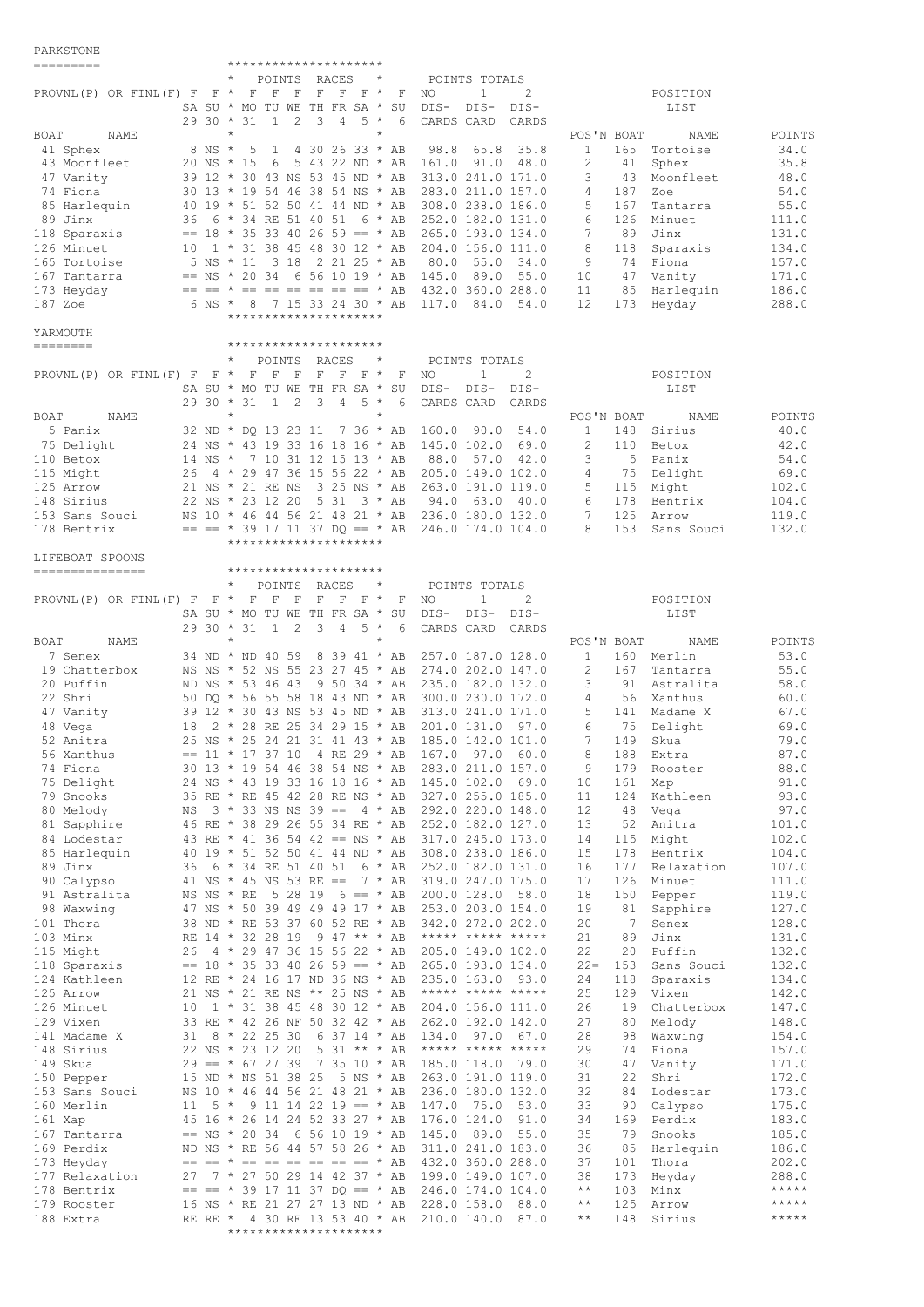```
PARKSTONE
=========                  ********************
                           *   POINTS  RACES   *      POINTS TOTALS
PROVNL(P) OR FINL(F) F  F *  F  F  F  F  F  F *  F  NO     1      2                   POSITION
                     SA SU * MO TU WE TH FR SA * SU DIS-  DIS-   DIS-                   LIST
                     29 30 * 31  1  2  3  4  5 *  6 CARDS CARD  CARDS
BOAT      NAME             *                   *                              POS'N BOAT     NAME        POINTS
 41 Sphex             8 NS *  5  1  4 30 26 33 * AB   98.8  65.8  35.8         1    165  Tortoise        34.0
 43 Moonfleet        20 NS * 15  6  5 43 22 ND * AB  161.0  91.0  48.0         2     41  Sphex           35.8
 47 Vanity           39 12 * 30 43 NS 53 45 ND * AB  313.0 241.0 171.0         3     43  Moonfleet       48.0
 74 Fiona            30 13 * 19 54 46 38 54 NS * AB  283.0 211.0 157.0         4    187  Zoe             54.0
 85 Harlequin        40 19 * 51 52 50 41 44 ND * AB  308.0 238.0 186.0         5    167  Tantarra        55.0
 89 Jinx             36  6 * 34 RE 51 40 51  6 * AB  252.0 182.0 131.0         6    126  Minuet         111.0
118 Sparaxis         == 18 * 35 33 40 26 59 == * AB  265.0 193.0 134.0         7     89  Jinx           131.0
126 Minuet           10  1 * 31 38 45 48 30 12 * AB  204.0 156.0 111.0         8    118  Sparaxis       134.0
165 Tortoise          5 NS * 11  3 18  2 21 25 * AB   80.0  55.0  34.0         9     74  Fiona          157.0
167 Tantarra         == NS * 20 34  6 56 10 19 * AB  145.0  89.0  55.0        10     47  Vanity         171.0
173 Heyday           == == * == == == == == == * AB  432.0 360.0 288.0        11     85  Harlequin      186.0
187 Zoe               6 NS *  8  7 15 33 24 30 * AB  117.0  84.0  54.0        12    173  Heyday         288.0
                           ********************

YARMOUTH
========                   ********************
                           *   POINTS  RACES   *      POINTS TOTALS
PROVNL(P) OR FINL(F) F  F *  F  F  F  F  F  F *  F  NO     1      2                   POSITION
                     SA SU * MO TU WE TH FR SA * SU DIS-  DIS-   DIS-                   LIST
                     29 30 * 31  1  2  3  4  5 *  6 CARDS CARD  CARDS
BOAT      NAME             *                   *                              POS'N BOAT     NAME        POINTS
  5 Panix            32 ND * DQ 13 23 11  7 36 * AB  160.0  90.0  54.0         1    148  Sirius          40.0
 75 Delight          24 NS * 43 19 33 16 18 16 * AB  145.0 102.0  69.0         2    110  Betox           42.0
110 Betox            14 NS *  7 10 31 12 15 13 * AB   88.0  57.0  42.0         3      5  Panix           54.0
115 Might            26  4 * 29 47 36 15 56 22 * AB  205.0 149.0 102.0         4     75  Delight         69.0
125 Arrow            21 NS * 21 RE NS  3 25 NS * AB  263.0 191.0 119.0         5    115  Might          102.0
148 Sirius           22 NS * 23 12 20  5 31  3 * AB   94.0  63.0  40.0         6    178  Bentrix        104.0
153 Sans Souci       NS 10 * 46 44 56 21 48 21 * AB  236.0 180.0 132.0         7    125  Arrow          119.0
178 Bentrix          == == * 39 17 11 37 DQ == * AB  246.0 174.0 104.0         8    153  Sans Souci     132.0
                           ********************

LIFEBOAT SPOONS
===============            ********************
                           *   POINTS  RACES   *      POINTS TOTALS
PROVNL(P) OR FINL(F) F  F *  F  F  F  F  F  F *  F  NO     1      2                   POSITION
                     SA SU * MO TU WE TH FR SA * SU DIS-  DIS-   DIS-                   LIST
                     29 30 * 31  1  2  3  4  5 *  6 CARDS CARD  CARDS
BOAT      NAME             *                   *                              POS'N BOAT     NAME        POINTS
  7 Senex            34 ND * ND 40 59  8 39 41 * AB  257.0 187.0 128.0         1    160  Merlin          53.0
 19 Chatterbox       NS NS * 52 NS 55 23 27 45 * AB  274.0 202.0 147.0         2    167  Tantarra        55.0
 20 Puffin           ND NS * 53 46 43  9 50 34 * AB  235.0 182.0 132.0         3     91  Astralita       58.0
 22 Shri             50 DQ * 56 55 58 18 43 ND * AB  300.0 230.0 172.0         4     56  Xanthus         60.0
 47 Vanity           39 12 * 30 43 NS 53 45 ND * AB  313.0 241.0 171.0         5    141  Madame X        67.0
 48 Vega             18  2 * 28 RE 25 34 29 15 * AB  201.0 131.0  97.0         6     75  Delight         69.0
 52 Anitra           25 NS * 25 24 21 31 41 43 * AB  185.0 142.0 101.0         7    149  Skua            79.0
 56 Xanthus          == 11 * 17 37 10  4 RE 29 * AB  167.0  97.0  60.0         8    188  Extra           87.0
 74 Fiona            30 13 * 19 54 46 38 54 NS * AB  283.0 211.0 157.0         9    179  Rooster         88.0
 75 Delight          24 NS * 43 19 33 16 18 16 * AB  145.0 102.0  69.0        10    161  Xap             91.0
 79 Snooks           35 RE * RE 45 42 28 RE NS * AB  327.0 255.0 185.0        11    124  Kathleen        93.0
 80 Melody           NS  3 * 33 NS NS 39 ==  4 * AB  292.0 220.0 148.0        12     48  Vega            97.0
 81 Sapphire         46 RE * 38 29 26 55 34 RE * AB  252.0 182.0 127.0        13     52  Anitra         101.0
 84 Lodestar         43 RE * 41 36 54 42 == NS * AB  317.0 245.0 173.0        14    115  Might          102.0
 85 Harlequin        40 19 * 51 52 50 41 44 ND * AB  308.0 238.0 186.0        15    178  Bentrix        104.0
 89 Jinx             36  6 * 34 RE 51 40 51  6 * AB  252.0 182.0 131.0        16    177  Relaxation     107.0
 90 Calypso          41 NS * 45 NS 53 RE ==  7 * AB  319.0 247.0 175.0        17    126  Minuet         111.0
 91 Astralita        NS NS * RE  5 28 19  6 == * AB  200.0 128.0  58.0        18    150  Pepper         119.0
 98 Waxwing          47 NS * 50 39 49 49 17 17 * AB  253.0 203.0 154.0        19     81  Sapphire       127.0
101 Thora            38 ND * RE 53 37 60 52 RE * AB  342.0 272.0 202.0        20      7  Senex          128.0
103 Minx             RE 14 * 32 28 19  9 47 ** * AB  ***** ***** *****        21     89  Jinx           131.0
115 Might            26  4 * 29 47 36 15 56 22 * AB  205.0 149.0 102.0        22     20  Puffin         132.0
118 Sparaxis         == 18 * 35 33 40 26 59 == * AB  265.0 193.0 134.0        22=   153  Sans Souci     132.0
124 Kathleen         12 RE * 24 16 17 ND 36 NS * AB  235.0 163.0  93.0        24    118  Sparaxis       134.0
125 Arrow            21 NS * 21 RE NS ** 25 NS * AB  ***** ***** *****        25    129  Vixen          142.0
126 Minuet           10  1 * 31 38 45 48 30 12 * AB  204.0 156.0 111.0        26     19  Chatterbox     147.0
129 Vixen            33 RE * 42 26 NF 50 32 42 * AB  262.0 192.0 142.0        27     80  Melody         148.0
141 Madame X         31  8 * 22 25 30  6 37 14 * AB  134.0  97.0  67.0        28     98  Waxwing        154.0
148 Sirius           22 NS * 23 12 20  5 31 ** * AB  ***** ***** *****        29     74  Fiona          157.0
149 Skua             29 == * 67 27 39  7 35 10 * AB  185.0 118.0  79.0        30     47  Vanity         171.0
150 Pepper           15 ND * NS 51 38 25  5 NS * AB  263.0 191.0 119.0        31     22  Shri           172.0
153 Sans Souci       NS 10 * 46 44 56 21 48 21 * AB  236.0 180.0 132.0        32     84  Lodestar       173.0
160 Merlin           11  5 *  9 11 14 22 19 == * AB  147.0  75.0  53.0        33     90  Calypso        175.0
161 Xap              45 16 * 26 14 24 52 33 27 * AB  176.0 124.0  91.0        34    169  Perdix         183.0
167 Tantarra         == NS * 20 34  6 56 10 19 * AB  145.0  89.0  55.0        35     79  Snooks         185.0
169 Perdix           ND NS * RE 56 44 57 58 26 * AB  311.0 241.0 183.0        36     85  Harlequin      186.0
173 Heyday           == == * == == == == == == * AB  432.0 360.0 288.0        37    101  Thora          202.0
177 Relaxation       27  7 * 27 50 29 14 42 37 * AB  199.0 149.0 107.0        38    173  Heyday         288.0
178 Bentrix          == == * 39 17 11 37 DQ == * AB  246.0 174.0 104.0        **    103  Minx           *****
179 Rooster          16 NS * RE 21 27 27 13 ND * AB  228.0 158.0  88.0        **    125  Arrow          *****
188 Extra            RE RE *  4 30 RE 13 53 40 * AB  210.0 140.0  87.0        **    148  Sirius         *****
                           ********************
```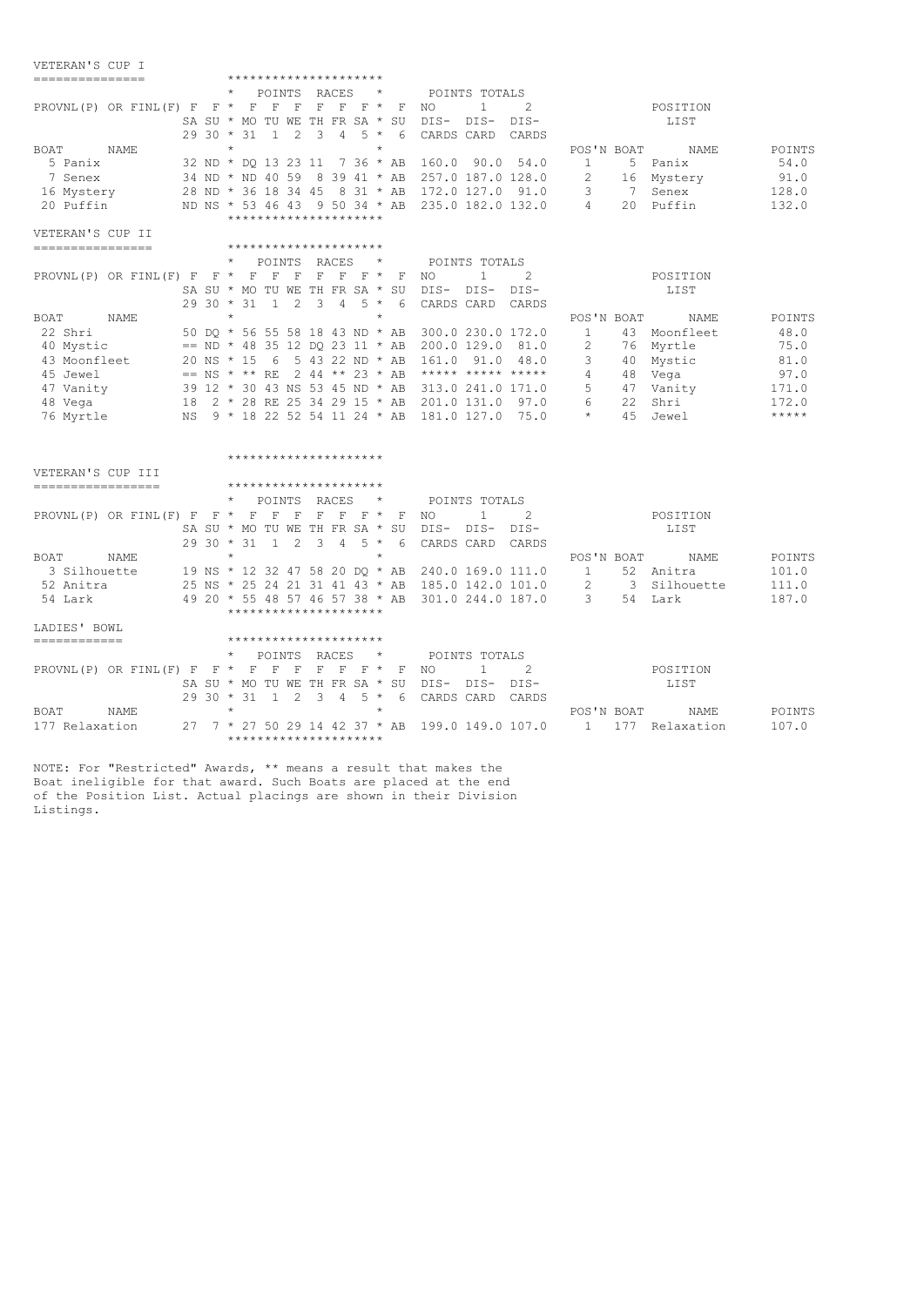## VETERAN'S CUP I

| PROVNL(P) OR FINL(F) | F SA 29 | F SU 30 | F MO 31 | F TU 1 | F WE 2 | F TH 3 | F FR 4 | F SA 5 | F SU 6 | NO DIS-CARDS | 1 DIS-CARD | 2 DIS-CARDS |
|---|---|---|---|---|---|---|---|---|---|---|---|---|
| 5 Panix | 32 | ND | DQ | 13 | 23 | 11 | 7 | 36 | AB | 160.0 | 90.0 | 54.0 |
| 7 Senex | 34 | ND | ND | 40 | 59 | 8 | 39 | 41 | AB | 257.0 | 187.0 | 128.0 |
| 16 Mystery | 28 | ND | 36 | 18 | 34 | 45 | 8 | 31 | AB | 172.0 | 127.0 | 91.0 |
| 20 Puffin | ND | NS | 53 | 46 | 43 | 9 | 50 | 34 | AB | 235.0 | 182.0 | 132.0 |

| POS'N | BOAT | NAME | POINTS |
|---|---|---|---|
| 1 | 5 | Panix | 54.0 |
| 2 | 16 | Mystery | 91.0 |
| 3 | 7 | Senex | 128.0 |
| 4 | 20 | Puffin | 132.0 |

## VETERAN'S CUP II

| PROVNL(P) OR FINL(F) | F SA 29 | F SU 30 | F MO 31 | F TU 1 | F WE 2 | F TH 3 | F FR 4 | F SA 5 | F SU 6 | NO DIS-CARDS | 1 DIS-CARD | 2 DIS-CARDS |
|---|---|---|---|---|---|---|---|---|---|---|---|---|
| 22 Shri | 50 | DQ | 56 | 55 | 58 | 18 | 43 | ND | AB | 300.0 | 230.0 | 172.0 |
| 40 Mystic | == | ND | 48 | 35 | 12 | DQ | 23 | 11 | AB | 200.0 | 129.0 | 81.0 |
| 43 Moonfleet | 20 | NS | 15 | 6 | 5 | 43 | 22 | ND | AB | 161.0 | 91.0 | 48.0 |
| 45 Jewel | == | NS | ** | RE | 2 | 44 | ** | 23 | AB | ***** | ***** | ***** |
| 47 Vanity | 39 | 12 | 30 | 43 | NS | 53 | 45 | ND | AB | 313.0 | 241.0 | 171.0 |
| 48 Vega | 18 | 2 | 28 | RE | 25 | 34 | 29 | 15 | AB | 201.0 | 131.0 | 97.0 |
| 76 Myrtle | NS | 9 | 18 | 22 | 52 | 54 | 11 | 24 | AB | 181.0 | 127.0 | 75.0 |

| POS'N | BOAT | NAME | POINTS |
|---|---|---|---|
| 1 | 43 | Moonfleet | 48.0 |
| 2 | 76 | Myrtle | 75.0 |
| 3 | 40 | Mystic | 81.0 |
| 4 | 48 | Vega | 97.0 |
| 5 | 47 | Vanity | 171.0 |
| 6 | 22 | Shri | 172.0 |
| * | 45 | Jewel | ***** |

## VETERAN'S CUP III

| PROVNL(P) OR FINL(F) | F SA 29 | F SU 30 | F MO 31 | F TU 1 | F WE 2 | F TH 3 | F FR 4 | F SA 5 | F SU 6 | NO DIS-CARDS | 1 DIS-CARD | 2 DIS-CARDS |
|---|---|---|---|---|---|---|---|---|---|---|---|---|
| 3 Silhouette | 19 | NS | 12 | 32 | 47 | 58 | 20 | DQ | AB | 240.0 | 169.0 | 111.0 |
| 52 Anitra | 25 | NS | 25 | 24 | 21 | 31 | 41 | 43 | AB | 185.0 | 142.0 | 101.0 |
| 54 Lark | 49 | 20 | 55 | 48 | 57 | 46 | 57 | 38 | AB | 301.0 | 244.0 | 187.0 |

| POS'N | BOAT | NAME | POINTS |
|---|---|---|---|
| 1 | 52 | Anitra | 101.0 |
| 2 | 3 | Silhouette | 111.0 |
| 3 | 54 | Lark | 187.0 |

## LADIES' BOWL

| PROVNL(P) OR FINL(F) | F SA 29 | F SU 30 | F MO 31 | F TU 1 | F WE 2 | F TH 3 | F FR 4 | F SA 5 | F SU 6 | NO DIS-CARDS | 1 DIS-CARD | 2 DIS-CARDS |
|---|---|---|---|---|---|---|---|---|---|---|---|---|
| 177 Relaxation | 27 | 7 | 27 | 50 | 29 | 14 | 42 | 37 | AB | 199.0 | 149.0 | 107.0 |

| POS'N | BOAT | NAME | POINTS |
|---|---|---|---|
| 1 | 177 | Relaxation | 107.0 |

NOTE: For "Restricted" Awards, ** means a result that makes the Boat ineligible for that award. Such Boats are placed at the end of the Position List. Actual placings are shown in their Division Listings.